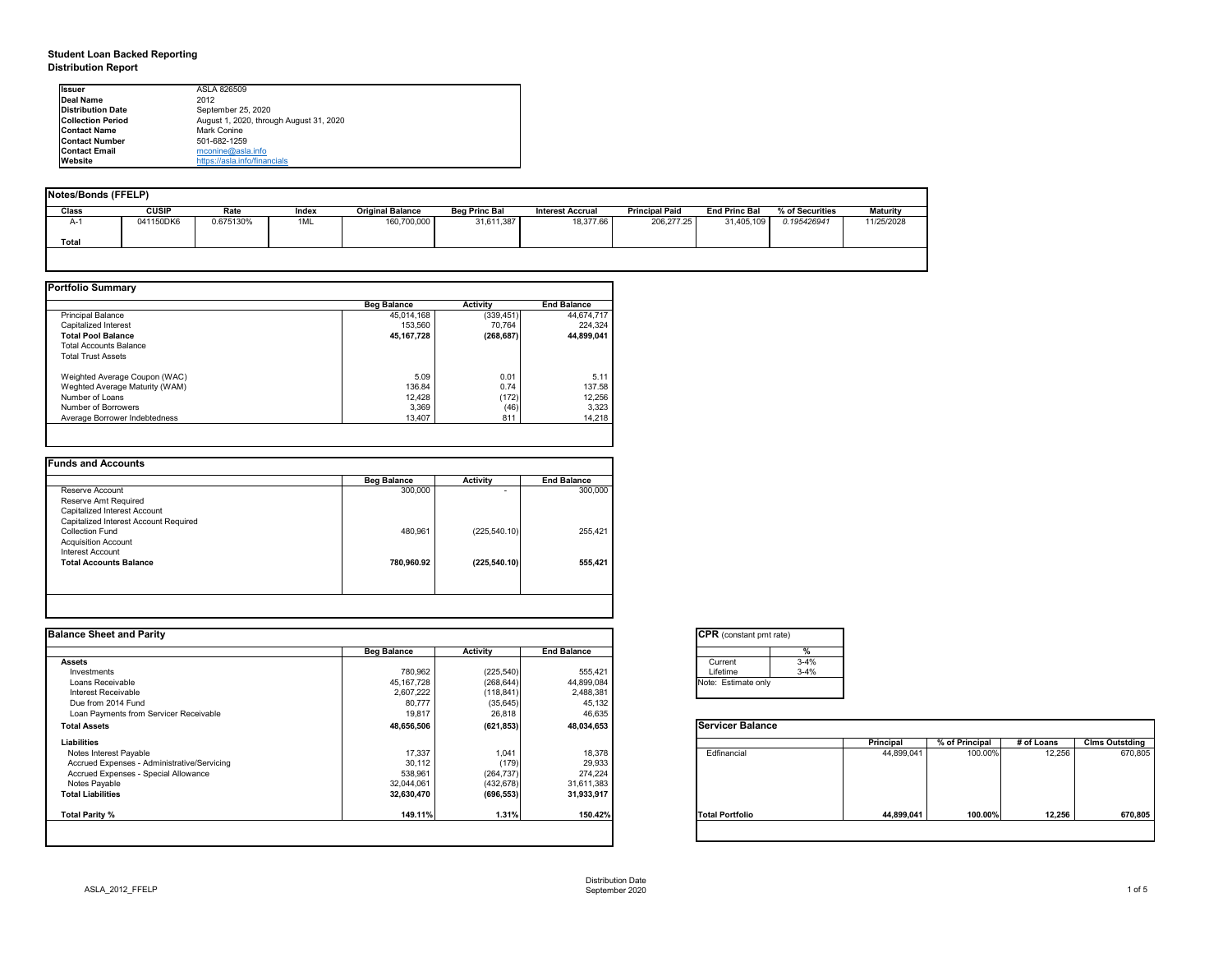**Student Loan Backed Reporting**
**Distribution Report**

| | |
|---|---|
| **Issuer** | ASLA 826509 |
| **Deal Name** | 2012 |
| **Distribution Date** | September 25, 2020 |
| **Collection Period** | August 1, 2020, through August 31, 2020 |
| **Contact Name** | Mark Conine |
| **Contact Number** | 501-682-1259 |
| **Contact Email** | mconine@asla.info |
| **Website** | https://asla.info/financials |

**Notes/Bonds (FFELP)**

| Class | CUSIP | Rate | Index | Original Balance | Beg Princ Bal | Interest Accrual | Principal Paid | End Princ Bal | % of Securities | Maturity |
|---|---|---|---|---|---|---|---|---|---|---|
| A-1 | 041150DK6 | 0.675130% | 1ML | 160,700,000 | 31,611,387 | 18,377.66 | 206,277.25 | 31,405,109 | *0.195426941* | 11/25/2028 |
| **Total** | | | | | | | | | | |

**Portfolio Summary**

| | Beg Balance | Activity | End Balance |
|---|---|---|---|
| Principal Balance | 45,014,168 | (339,451) | 44,674,717 |
| Capitalized Interest | 153,560 | 70,764 | 224,324 |
| **Total Pool Balance** | **45,167,728** | **(268,687)** | **44,899,041** |
| Total Accounts Balance | | | |
| Total Trust Assets | | | |
| | | | |
| Weghted Average Coupon (WAC) | 5.09 | 0.01 | 5.11 |
| Weghted Average Maturity (WAM) | 136.84 | 0.74 | 137.58 |
| Number of Loans | 12,428 | (172) | 12,256 |
| Number of Borrowers | 3,369 | (46) | 3,323 |
| Average Borrower Indebtedness | 13,407 | 811 | 14,218 |

**Funds and Accounts**

| | Beg Balance | Activity | End Balance |
|---|---|---|---|
| Reserve Account | 300,000 | - | 300,000 |
| Reserve Amt Required | | | |
| Capitalized Interest Account | | | |
| Capitalized Interest Account Required | | | |
| Collection Fund | 480,961 | (225,540.10) | 255,421 |
| Acquisition Account | | | |
| Interest Account | | | |
| **Total Accounts Balance** | **780,960.92** | **(225,540.10)** | **555,421** |

**Balance Sheet and Parity**

| | Beg Balance | Activity | End Balance |
|---|---|---|---|
| **Assets** | | | |
| Investments | 780,962 | (225,540) | 555,421 |
| Loans Receivable | 45,167,728 | (268,644) | 44,899,084 |
| Interest Receivable | 2,607,222 | (118,841) | 2,488,381 |
| Due from 2014 Fund | 80,777 | (35,645) | 45,132 |
| Loan Payments from Servicer Receivable | 19,817 | 26,818 | 46,635 |
| **Total Assets** | **48,656,506** | **(621,853)** | **48,034,653** |
| **Liabilities** | | | |
| Notes Interest Payable | 17,337 | 1,041 | 18,378 |
| Accrued Expenses - Administrative/Servicing | 30,112 | (179) | 29,933 |
| Accrued Expenses - Special Allowance | 538,961 | (264,737) | 274,224 |
| Notes Payable | 32,044,061 | (432,678) | 31,611,383 |
| **Total Liabilities** | **32,630,470** | **(696,553)** | **31,933,917** |
| | | | |
| **Total Parity %** | **149.11%** | **1.31%** | **150.42%** |

**CPR** (constant pmt rate)

| | % |
|---|---|
| Current | 3-4% |
| Lifetime | 3-4% |

Note: Estimate only

**Servicer Balance**

| | Principal | % of Principal | # of Loans | Clms Outstding |
|---|---|---|---|---|
| Edfinancial | 44,899,041 | 100.00% | 12,256 | 670,805 |
| **Total Portfolio** | **44,899,041** | **100.00%** | **12,256** | **670,805** |

ASLA_2012_FFELP

Distribution Date
September 2020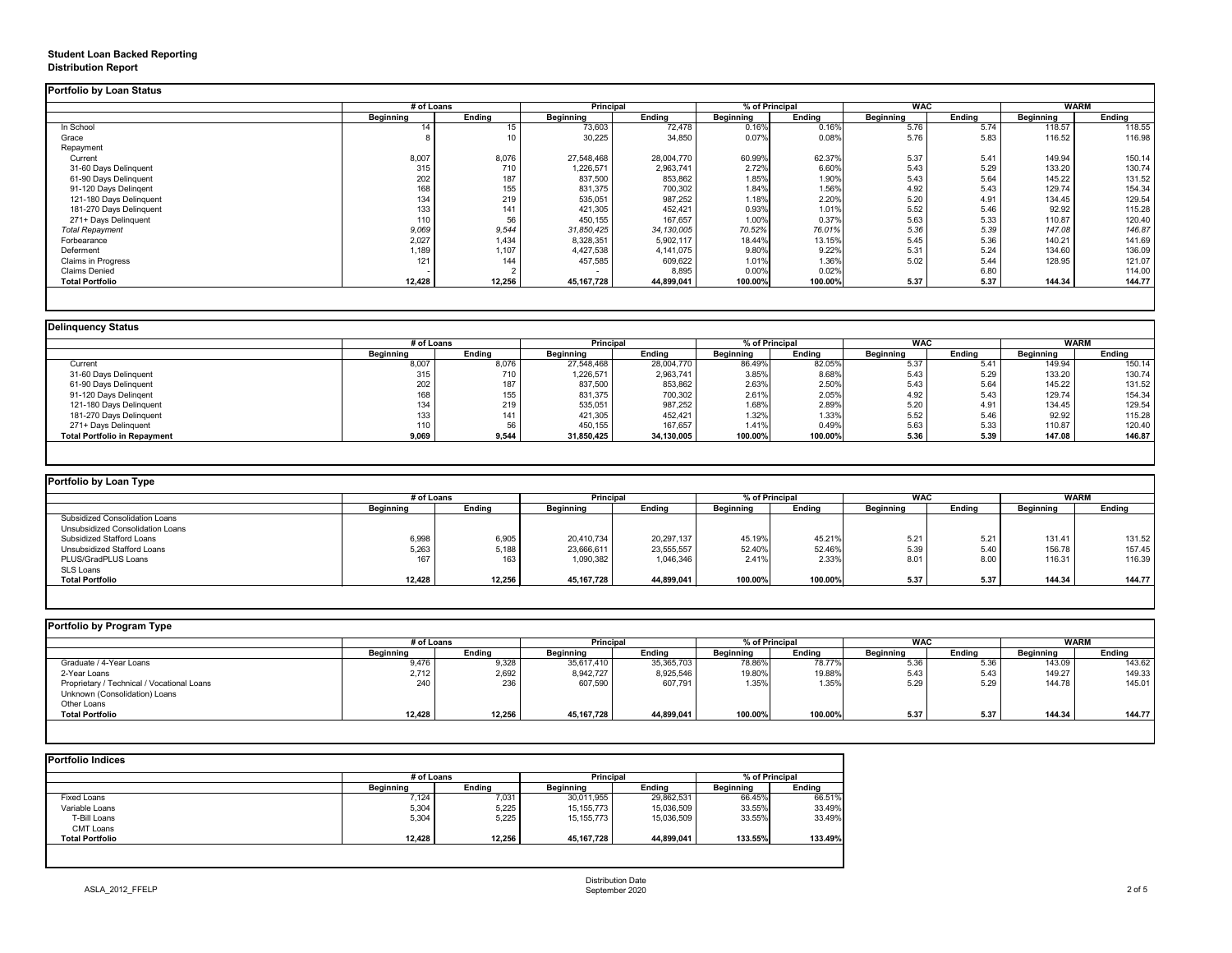**Student Loan Backed Reporting**
**Distribution Report**

**Portfolio by Loan Status**

| | # of Loans | | Principal | | % of Principal | | WAC | | WARM | |
|---|---|---|---|---|---|---|---|---|---|---|
| | Beginning | Ending | Beginning | Ending | Beginning | Ending | Beginning | Ending | Beginning | Ending |
| In School | 14 | 15 | 73,603 | 72,478 | 0.16% | 0.16% | 5.76 | 5.74 | 118.57 | 118.55 |
| Grace | 8 | 10 | 30,225 | 34,850 | 0.07% | 0.08% | 5.76 | 5.83 | 116.52 | 116.98 |
| Repayment | | | | | | | | | | |
| Current | 8,007 | 8,076 | 27,548,468 | 28,004,770 | 60.99% | 62.37% | 5.37 | 5.41 | 149.94 | 150.14 |
| 31-60 Days Delinquent | 315 | 710 | 1,226,571 | 2,963,741 | 2.72% | 6.60% | 5.43 | 5.29 | 133.20 | 130.74 |
| 61-90 Days Delinquent | 202 | 187 | 837,500 | 853,862 | 1.85% | 1.90% | 5.43 | 5.64 | 145.22 | 131.52 |
| 91-120 Days Delinqent | 168 | 155 | 831,375 | 700,302 | 1.84% | 1.56% | 4.92 | 5.43 | 129.74 | 154.34 |
| 121-180 Days Delinquent | 134 | 219 | 535,051 | 987,252 | 1.18% | 2.20% | 5.20 | 4.91 | 134.45 | 129.54 |
| 181-270 Days Delinquent | 133 | 141 | 421,305 | 452,421 | 0.93% | 1.01% | 5.52 | 5.46 | 92.92 | 115.28 |
| 271+ Days Delinquent | 110 | 56 | 450,155 | 167,657 | 1.00% | 0.37% | 5.63 | 5.33 | 110.87 | 120.40 |
| *Total Repayment* | *9,069* | *9,544* | *31,850,425* | *34,130,005* | *70.52%* | *76.01%* | *5.36* | *5.39* | *147.08* | *146.87* |
| Forbearance | 2,027 | 1,434 | 8,328,351 | 5,902,117 | 18.44% | 13.15% | 5.45 | 5.36 | 140.21 | 141.69 |
| Deferment | 1,189 | 1,107 | 4,427,538 | 4,141,075 | 9.80% | 9.22% | 5.31 | 5.24 | 134.60 | 136.09 |
| Claims in Progress | 121 | 144 | 457,585 | 609,622 | 1.01% | 1.36% | 5.02 | 5.44 | 128.95 | 121.07 |
| Claims Denied | - | 2 | - | 8,895 | 0.00% | 0.02% | | 6.80 | | 114.00 |
| **Total Portfolio** | **12,428** | **12,256** | **45,167,728** | **44,899,041** | **100.00%** | **100.00%** | **5.37** | **5.37** | **144.34** | **144.77** |

**Delinquency Status**

| | # of Loans | | Principal | | % of Principal | | WAC | | WARM | |
|---|---|---|---|---|---|---|---|---|---|---|
| | Beginning | Ending | Beginning | Ending | Beginning | Ending | Beginning | Ending | Beginning | Ending |
| Current | 8,007 | 8,076 | 27,548,468 | 28,004,770 | 86.49% | 82.05% | 5.37 | 5.41 | 149.94 | 150.14 |
| 31-60 Days Delinquent | 315 | 710 | 1,226,571 | 2,963,741 | 3.85% | 8.68% | 5.43 | 5.29 | 133.20 | 130.74 |
| 61-90 Days Delinquent | 202 | 187 | 837,500 | 853,862 | 2.63% | 2.50% | 5.43 | 5.64 | 145.22 | 131.52 |
| 91-120 Days Delinqent | 168 | 155 | 831,375 | 700,302 | 2.61% | 2.05% | 4.92 | 5.43 | 129.74 | 154.34 |
| 121-180 Days Delinquent | 134 | 219 | 535,051 | 987,252 | 1.68% | 2.89% | 5.20 | 4.91 | 134.45 | 129.54 |
| 181-270 Days Delinquent | 133 | 141 | 421,305 | 452,421 | 1.32% | 1.33% | 5.52 | 5.46 | 92.92 | 115.28 |
| 271+ Days Delinquent | 110 | 56 | 450,155 | 167,657 | 1.41% | 0.49% | 5.63 | 5.33 | 110.87 | 120.40 |
| **Total Portfolio in Repayment** | **9,069** | **9,544** | **31,850,425** | **34,130,005** | **100.00%** | **100.00%** | **5.36** | **5.39** | **147.08** | **146.87** |

**Portfolio by Loan Type**

| | # of Loans | | Principal | | % of Principal | | WAC | | WARM | |
|---|---|---|---|---|---|---|---|---|---|---|
| | Beginning | Ending | Beginning | Ending | Beginning | Ending | Beginning | Ending | Beginning | Ending |
| Subsidized Consolidation Loans | | | | | | | | | | |
| Unsubsidized Consolidation Loans | | | | | | | | | | |
| Subsidized Stafford Loans | 6,998 | 6,905 | 20,410,734 | 20,297,137 | 45.19% | 45.21% | 5.21 | 5.21 | 131.41 | 131.52 |
| Unsubsidized Stafford Loans | 5,263 | 5,188 | 23,666,611 | 23,555,557 | 52.40% | 52.46% | 5.39 | 5.40 | 156.78 | 157.45 |
| PLUS/GradPLUS Loans | 167 | 163 | 1,090,382 | 1,046,346 | 2.41% | 2.33% | 8.01 | 8.00 | 116.31 | 116.39 |
| SLS Loans | | | | | | | | | | |
| **Total Portfolio** | **12,428** | **12,256** | **45,167,728** | **44,899,041** | **100.00%** | **100.00%** | **5.37** | **5.37** | **144.34** | **144.77** |

**Portfolio by Program Type**

| | # of Loans | | Principal | | % of Principal | | WAC | | WARM | |
|---|---|---|---|---|---|---|---|---|---|---|
| | Beginning | Ending | Beginning | Ending | Beginning | Ending | Beginning | Ending | Beginning | Ending |
| Graduate / 4-Year Loans | 9,476 | 9,328 | 35,617,410 | 35,365,703 | 78.86% | 78.77% | 5.36 | 5.36 | 143.09 | 143.62 |
| 2-Year Loans | 2,712 | 2,692 | 8,942,727 | 8,925,546 | 19.80% | 19.88% | 5.43 | 5.43 | 149.27 | 149.33 |
| Proprietary / Technical / Vocational Loans | 240 | 236 | 607,590 | 607,791 | 1.35% | 1.35% | 5.29 | 5.29 | 144.78 | 145.01 |
| Unknown (Consolidation) Loans | | | | | | | | | | |
| Other Loans | | | | | | | | | | |
| **Total Portfolio** | **12,428** | **12,256** | **45,167,728** | **44,899,041** | **100.00%** | **100.00%** | **5.37** | **5.37** | **144.34** | **144.77** |

**Portfolio Indices**

| | # of Loans | | Principal | | % of Principal | |
|---|---|---|---|---|---|---|
| | Beginning | Ending | Beginning | Ending | Beginning | Ending |
| Fixed Loans | 7,124 | 7,031 | 30,011,955 | 29,862,531 | 66.45% | 66.51% |
| Variable Loans | 5,304 | 5,225 | 15,155,773 | 15,036,509 | 33.55% | 33.49% |
| T-Bill Loans | 5,304 | 5,225 | 15,155,773 | 15,036,509 | 33.55% | 33.49% |
| CMT Loans | | | | | | |
| **Total Portfolio** | **12,428** | **12,256** | **45,167,728** | **44,899,041** | **133.55%** | **133.49%** |

ASLA_2012_FFELP

Distribution Date
September 2020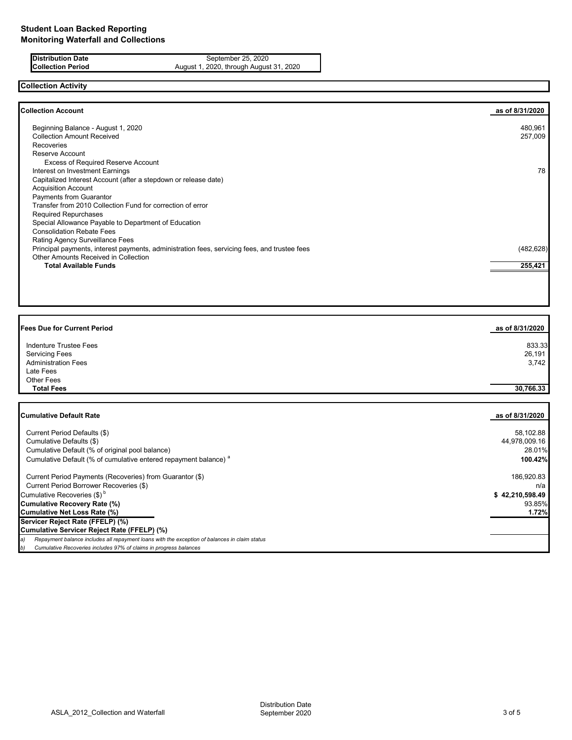# Student Loan Backed Reporting
## Monitoring Waterfall and Collections

| | |
|---|---|
| **Distribution Date** | September 25, 2020 |
| **Collection Period** | August 1, 2020, through August 31, 2020 |

## Collection Activity

| **Collection Account** | **as of 8/31/2020** |
|---|---|
| Beginning Balance - August 1, 2020 | 480,961 |
| Collection Amount Received | 257,009 |
| Recoveries | |
| Reserve Account | |
| Excess of Required Reserve Account | |
| Interest on Investment Earnings | 78 |
| Capitalized Interest Account (after a stepdown or release date) | |
| Acquisition Account | |
| Payments from Guarantor | |
| Transfer from 2010 Collection Fund for correction of error | |
| Required Repurchases | |
| Special Allowance Payable to Department of Education | |
| Consolidation Rebate Fees | |
| Rating Agency Surveillance Fees | |
| Principal payments, interest payments, administration fees, servicing fees, and trustee fees | (482,628) |
| Other Amounts Received in Collection | |
| **Total Available Funds** | **255,421** |

| **Fees Due for Current Period** | **as of 8/31/2020** |
|---|---|
| Indenture Trustee Fees | 833.33 |
| Servicing Fees | 26,191 |
| Administration Fees | 3,742 |
| Late Fees | |
| Other Fees | |
| **Total Fees** | **30,766.33** |

| **Cumulative Default Rate** | **as of 8/31/2020** |
|---|---|
| Current Period Defaults ($) | 58,102.88 |
| Cumulative Defaults ($) | 44,978,009.16 |
| Cumulative Default (% of original pool balance) | 28.01% |
| Cumulative Default (% of cumulative entered repayment balance) [a] | **100.42%** |
| Current Period Payments (Recoveries) from Guarantor ($) | 186,920.83 |
| Current Period Borrower Recoveries ($) | n/a |
| Cumulative Recoveries ($) [b] | **$ 42,210,598.49** |
| **Cumulative Recovery Rate (%)** | 93.85% |
| **Cumulative Net Loss Rate (%)** | **1.72%** |
| **Servicer Reject Rate (FFELP) (%)** | |
| **Cumulative Servicer Reject Rate (FFELP) (%)** | |

*a) Repayment balance includes all repayment loans with the exception of balances in claim status*

*b) Cumulative Recoveries includes 97% of claims in progress balances*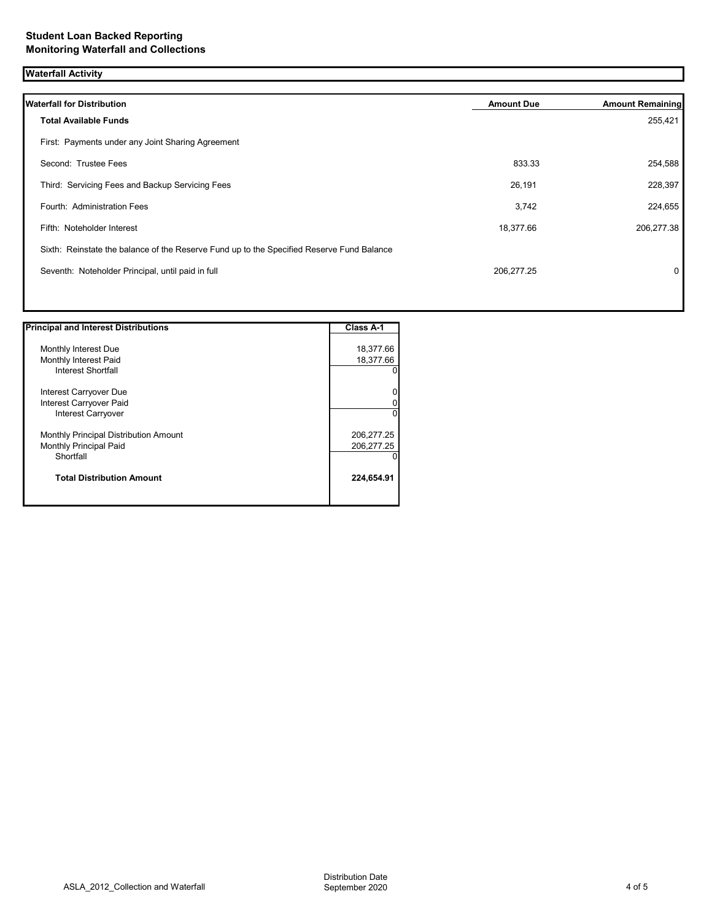**Student Loan Backed Reporting**
**Monitoring Waterfall and Collections**

## Waterfall Activity

| Waterfall for Distribution | Amount Due | Amount Remaining |
|---|---|---|
| **Total Available Funds** | | 255,421 |
| First: Payments under any Joint Sharing Agreement | | |
| Second: Trustee Fees | 833.33 | 254,588 |
| Third: Servicing Fees and Backup Servicing Fees | 26,191 | 228,397 |
| Fourth: Administration Fees | 3,742 | 224,655 |
| Fifth: Noteholder Interest | 18,377.66 | 206,277.38 |
| Sixth: Reinstate the balance of the Reserve Fund up to the Specified Reserve Fund Balance | | |
| Seventh: Noteholder Principal, until paid in full | 206,277.25 | 0 |

| Principal and Interest Distributions | Class A-1 |
|---|---|
| Monthly Interest Due | 18,377.66 |
| Monthly Interest Paid | 18,377.66 |
| Interest Shortfall | 0 |
| Interest Carryover Due | 0 |
| Interest Carryover Paid | 0 |
| Interest Carryover | 0 |
| Monthly Principal Distribution Amount | 206,277.25 |
| Monthly Principal Paid | 206,277.25 |
| Shortfall | 0 |
| **Total Distribution Amount** | **224,654.91** |

ASLA_2012_Collection and Waterfall

Distribution Date
September 2020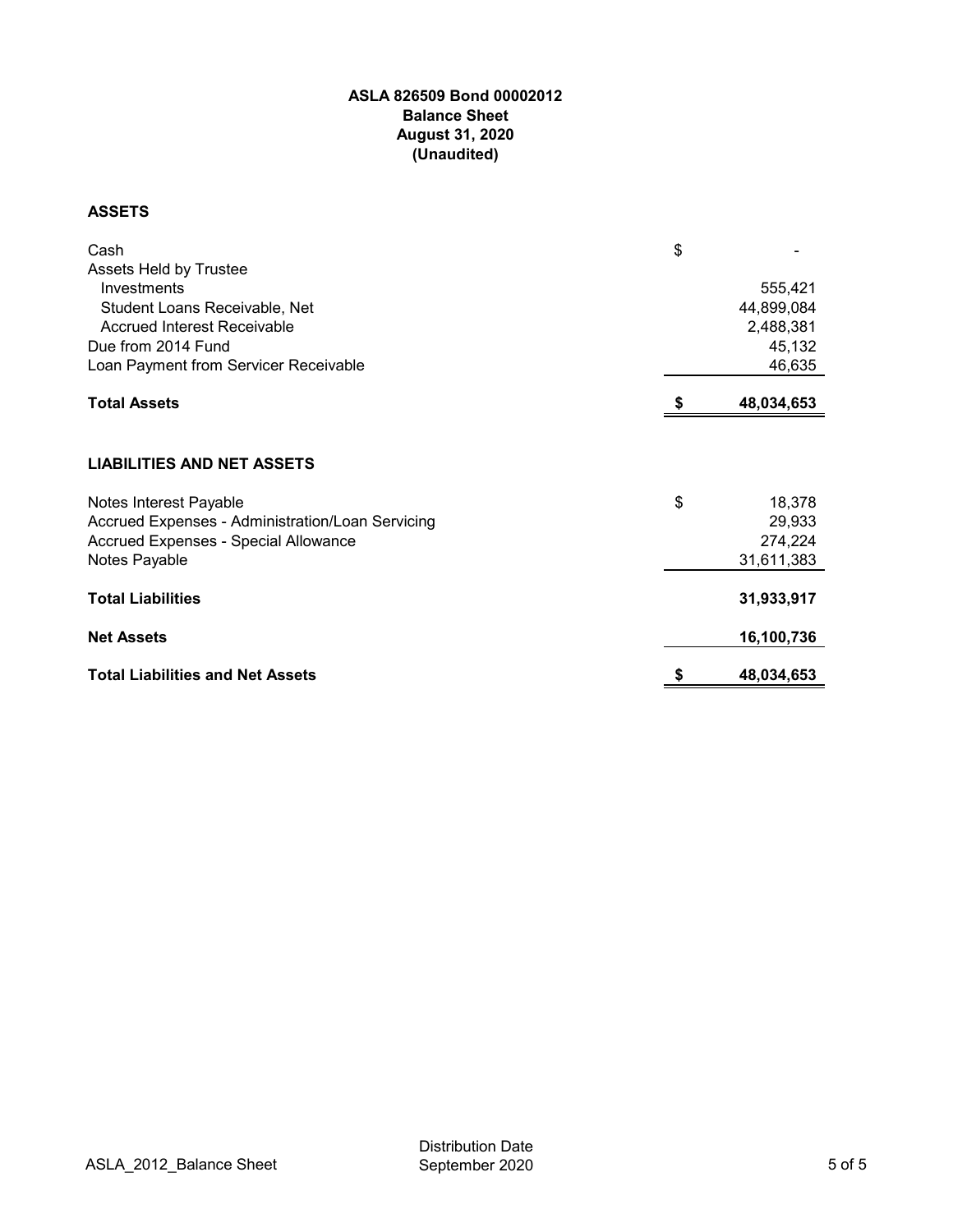**ASLA 826509 Bond 00002012**
**Balance Sheet**
**August 31, 2020**
**(Unaudited)**

**ASSETS**

| | | |
|---|---|---|
| Cash | $ | - |
| Assets Held by Trustee | | |
| Investments | | 555,421 |
| Student Loans Receivable, Net | | 44,899,084 |
| Accrued Interest Receivable | | 2,488,381 |
| Due from 2014 Fund | | 45,132 |
| Loan Payment from Servicer Receivable | | 46,635 |
| **Total Assets** | **$** | **48,034,653** |

**LIABILITIES AND NET ASSETS**

| | | |
|---|---|---|
| Notes Interest Payable | $ | 18,378 |
| Accrued Expenses - Administration/Loan Servicing | | 29,933 |
| Accrued Expenses - Special Allowance | | 274,224 |
| Notes Payable | | 31,611,383 |
| **Total Liabilities** | | **31,933,917** |
| **Net Assets** | | **16,100,736** |
| **Total Liabilities and Net Assets** | **$** | **48,034,653** |

ASLA_2012_Balance Sheet

Distribution Date
September 2020